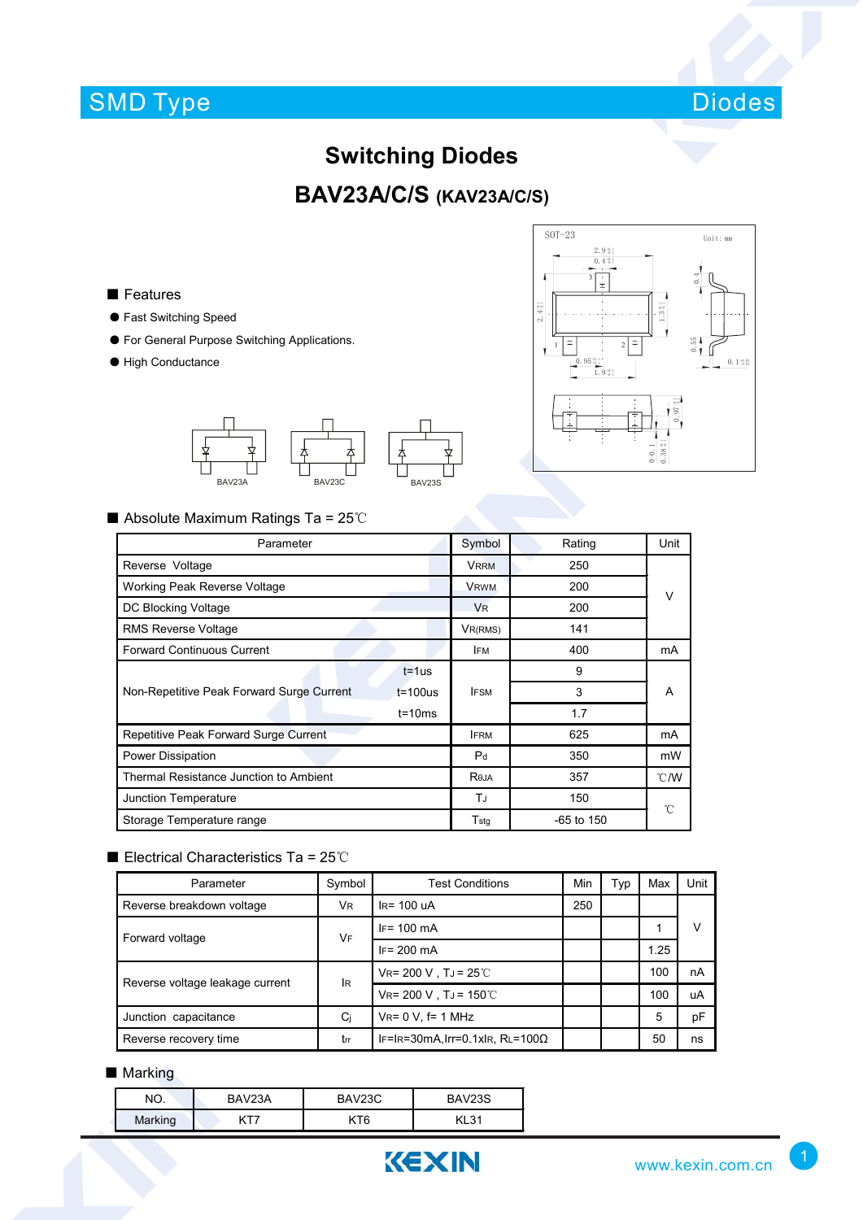SMD Type | Diodes

# Switching Diodes

## BAV23A/C/S (KAV23A/C/S)

### Features

- Fast Switching Speed
- For General Purpose Switching Applications.
- High Conductance

BAV23A BAV23C BAV23S

### Absolute Maximum Ratings Ta = 25℃

| Parameter | | Symbol | Rating | Unit |
|---|---|---|---|---|
| Reverse Voltage | | $V_{RRM}$ | 250 | V |
| Working Peak Reverse Voltage | | $V_{RWM}$ | 200 | |
| DC Blocking Voltage | | $V_R$ | 200 | |
| RMS Reverse Voltage | | $V_{R(RMS)}$ | 141 | |
| Forward Continuous Current | | $I_{FM}$ | 400 | mA |
| Non-Repetitive Peak Forward Surge Current | t=1us | $I_{FSM}$ | 9 | A |
| | t=100us | | 3 | |
| | t=10ms | | 1.7 | |
| Repetitive Peak Forward Surge Current | | $I_{FRM}$ | 625 | mA |
| Power Dissipation | | $P_d$ | 350 | mW |
| Thermal Resistance Junction to Ambient | | $R_{\theta JA}$ | 357 | ℃/W |
| Junction Temperature | | $T_J$ | 150 | ℃ |
| Storage Temperature range | | $T_{stg}$ | -65 to 150 | |

### Electrical Characteristics Ta = 25℃

| Parameter | Symbol | Test Conditions | Min | Typ | Max | Unit |
|---|---|---|---|---|---|---|
| Reverse breakdown voltage | $V_R$ | $I_R$= 100 uA | 250 | | | V |
| Forward voltage | $V_F$ | $I_F$= 100 mA | | | 1 | |
| | | $I_F$= 200 mA | | | 1.25 | |
| Reverse voltage leakage current | $I_R$ | $V_R$= 200 V , $T_J$ = 25℃ | | | 100 | nA |
| | | $V_R$= 200 V , $T_J$ = 150℃ | | | 100 | uA |
| Junction capacitance | $C_j$ | $V_R$= 0 V, f= 1 MHz | | | 5 | pF |
| Reverse recovery time | $t_{rr}$ | $I_F$=$I_R$=30mA,Irr=0.1x$I_R$, $R_L$=100Ω | | | 50 | ns |

### Marking

| NO. | BAV23A | BAV23C | BAV23S |
|---|---|---|---|
| Marking | KT7 | KT6 | KL31 |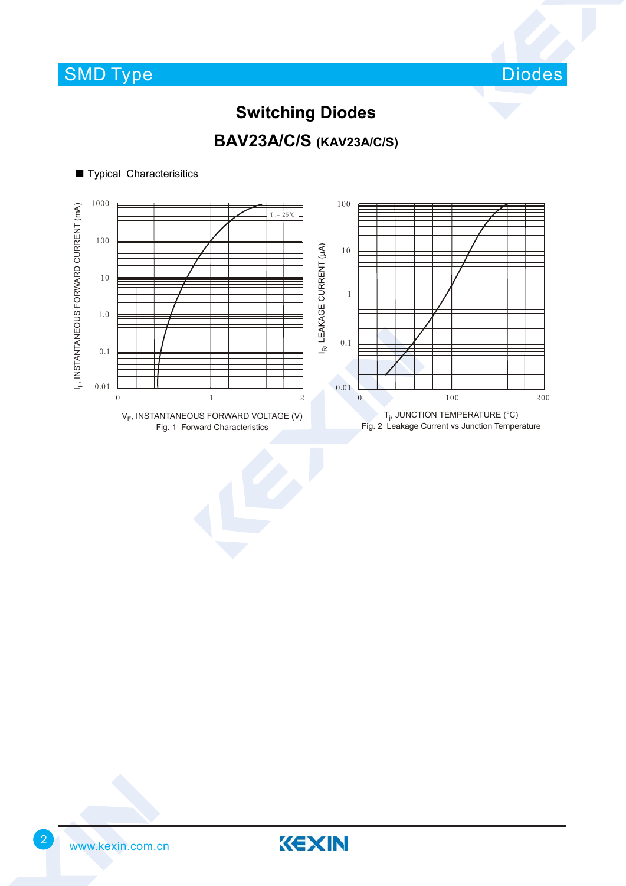# Switching Diodes

## BAV23A/C/S (KAV23A/C/S)

■ Typical Characterisitics

$I_F$, INSTANTANEOUS FORWARD CURRENT (mA)

1000
100
10
1.0
0.1
0.01

$T_j$ = 25°C

0
1
2

$V_F$, INSTANTANEOUS FORWARD VOLTAGE (V)

Fig. 1 Forward Characteristics

$I_R$, LEAKAGE CURRENT (μA)

100
10
1
0.1
0.01

0
100
200

$T_j$, JUNCTION TEMPERATURE (°C)

Fig. 2 Leakage Current vs Junction Temperature